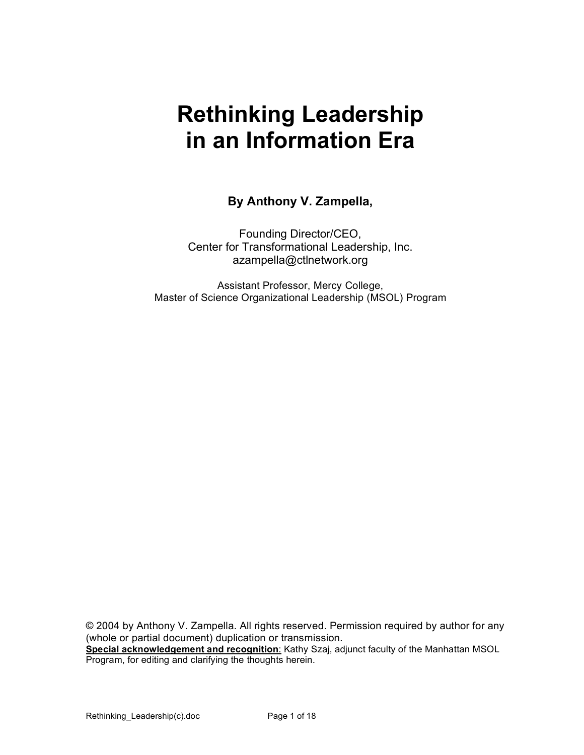# Rethinking Leadership in an Information Era

**By Anthony V. Zampella,**

Founding Director/CEO,
Center for Transformational Leadership, Inc.
azampella@ctlnetwork.org

Assistant Professor, Mercy College,
Master of Science Organizational Leadership (MSOL) Program

© 2004 by Anthony V. Zampella. All rights reserved. Permission required by author for any (whole or partial document) duplication or transmission.
**Special acknowledgement and recognition**: Kathy Szaj, adjunct faculty of the Manhattan MSOL Program, for editing and clarifying the thoughts herein.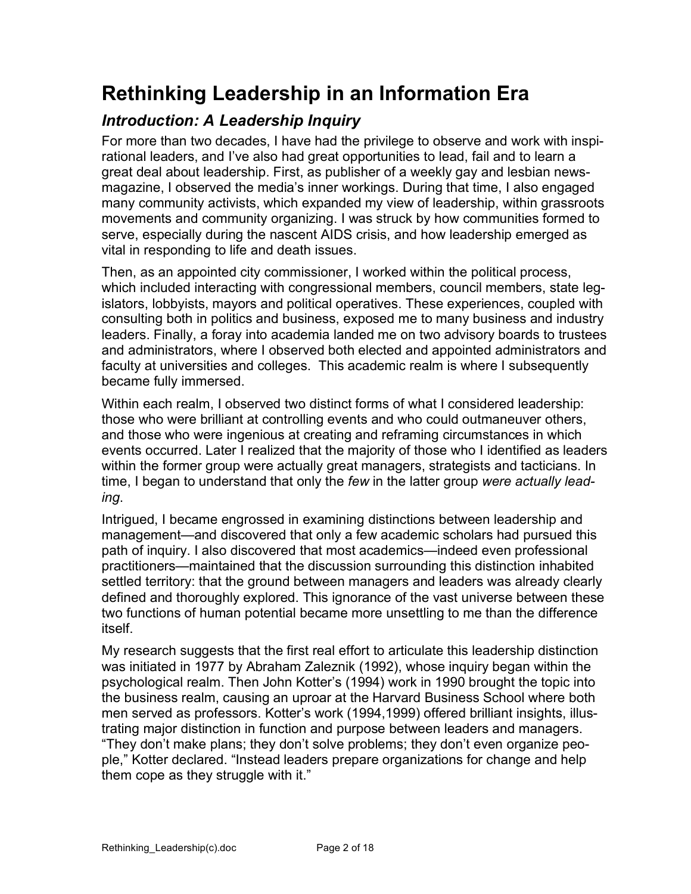# Rethinking Leadership in an Information Era

## *Introduction: A Leadership Inquiry*

For more than two decades, I have had the privilege to observe and work with inspirational leaders, and I've also had great opportunities to lead, fail and to learn a great deal about leadership. First, as publisher of a weekly gay and lesbian newsmagazine, I observed the media's inner workings. During that time, I also engaged many community activists, which expanded my view of leadership, within grassroots movements and community organizing. I was struck by how communities formed to serve, especially during the nascent AIDS crisis, and how leadership emerged as vital in responding to life and death issues.

Then, as an appointed city commissioner, I worked within the political process, which included interacting with congressional members, council members, state legislators, lobbyists, mayors and political operatives. These experiences, coupled with consulting both in politics and business, exposed me to many business and industry leaders. Finally, a foray into academia landed me on two advisory boards to trustees and administrators, where I observed both elected and appointed administrators and faculty at universities and colleges. This academic realm is where I subsequently became fully immersed.

Within each realm, I observed two distinct forms of what I considered leadership: those who were brilliant at controlling events and who could outmaneuver others, and those who were ingenious at creating and reframing circumstances in which events occurred. Later I realized that the majority of those who I identified as leaders within the former group were actually great managers, strategists and tacticians. In time, I began to understand that only the *few* in the latter group *were actually leading*.

Intrigued, I became engrossed in examining distinctions between leadership and management—and discovered that only a few academic scholars had pursued this path of inquiry. I also discovered that most academics—indeed even professional practitioners—maintained that the discussion surrounding this distinction inhabited settled territory: that the ground between managers and leaders was already clearly defined and thoroughly explored. This ignorance of the vast universe between these two functions of human potential became more unsettling to me than the difference itself.

My research suggests that the first real effort to articulate this leadership distinction was initiated in 1977 by Abraham Zaleznik (1992), whose inquiry began within the psychological realm. Then John Kotter's (1994) work in 1990 brought the topic into the business realm, causing an uproar at the Harvard Business School where both men served as professors. Kotter's work (1994,1999) offered brilliant insights, illustrating major distinction in function and purpose between leaders and managers. "They don't make plans; they don't solve problems; they don't even organize people," Kotter declared. "Instead leaders prepare organizations for change and help them cope as they struggle with it."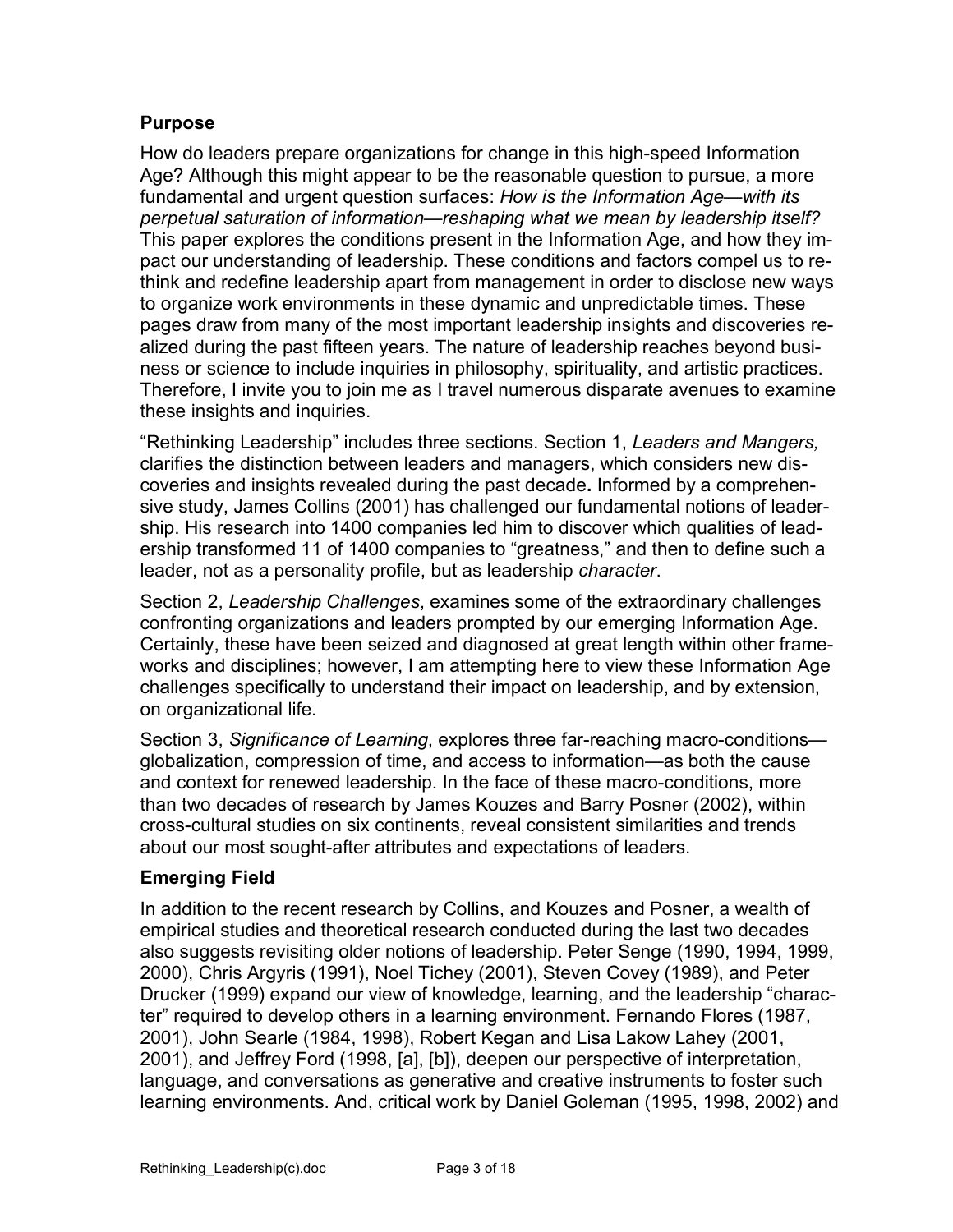## Purpose

How do leaders prepare organizations for change in this high-speed Information Age? Although this might appear to be the reasonable question to pursue, a more fundamental and urgent question surfaces: *How is the Information Age—with its perpetual saturation of information—reshaping what we mean by leadership itself?* This paper explores the conditions present in the Information Age, and how they impact our understanding of leadership. These conditions and factors compel us to rethink and redefine leadership apart from management in order to disclose new ways to organize work environments in these dynamic and unpredictable times. These pages draw from many of the most important leadership insights and discoveries realized during the past fifteen years. The nature of leadership reaches beyond business or science to include inquiries in philosophy, spirituality, and artistic practices. Therefore, I invite you to join me as I travel numerous disparate avenues to examine these insights and inquiries.

"Rethinking Leadership" includes three sections. Section 1, *Leaders and Mangers,* clarifies the distinction between leaders and managers, which considers new discoveries and insights revealed during the past decade**.** Informed by a comprehensive study, James Collins (2001) has challenged our fundamental notions of leadership. His research into 1400 companies led him to discover which qualities of leadership transformed 11 of 1400 companies to "greatness," and then to define such a leader, not as a personality profile, but as leadership *character*.

Section 2, *Leadership Challenges*, examines some of the extraordinary challenges confronting organizations and leaders prompted by our emerging Information Age. Certainly, these have been seized and diagnosed at great length within other frameworks and disciplines; however, I am attempting here to view these Information Age challenges specifically to understand their impact on leadership, and by extension, on organizational life.

Section 3, *Significance of Learning*, explores three far-reaching macro-conditions—globalization, compression of time, and access to information—as both the cause and context for renewed leadership. In the face of these macro-conditions, more than two decades of research by James Kouzes and Barry Posner (2002), within cross-cultural studies on six continents, reveal consistent similarities and trends about our most sought-after attributes and expectations of leaders.

## Emerging Field

In addition to the recent research by Collins, and Kouzes and Posner, a wealth of empirical studies and theoretical research conducted during the last two decades also suggests revisiting older notions of leadership. Peter Senge (1990, 1994, 1999, 2000), Chris Argyris (1991), Noel Tichey (2001), Steven Covey (1989), and Peter Drucker (1999) expand our view of knowledge, learning, and the leadership "character" required to develop others in a learning environment. Fernando Flores (1987, 2001), John Searle (1984, 1998), Robert Kegan and Lisa Lakow Lahey (2001, 2001), and Jeffrey Ford (1998, [a], [b]), deepen our perspective of interpretation, language, and conversations as generative and creative instruments to foster such learning environments. And, critical work by Daniel Goleman (1995, 1998, 2002) and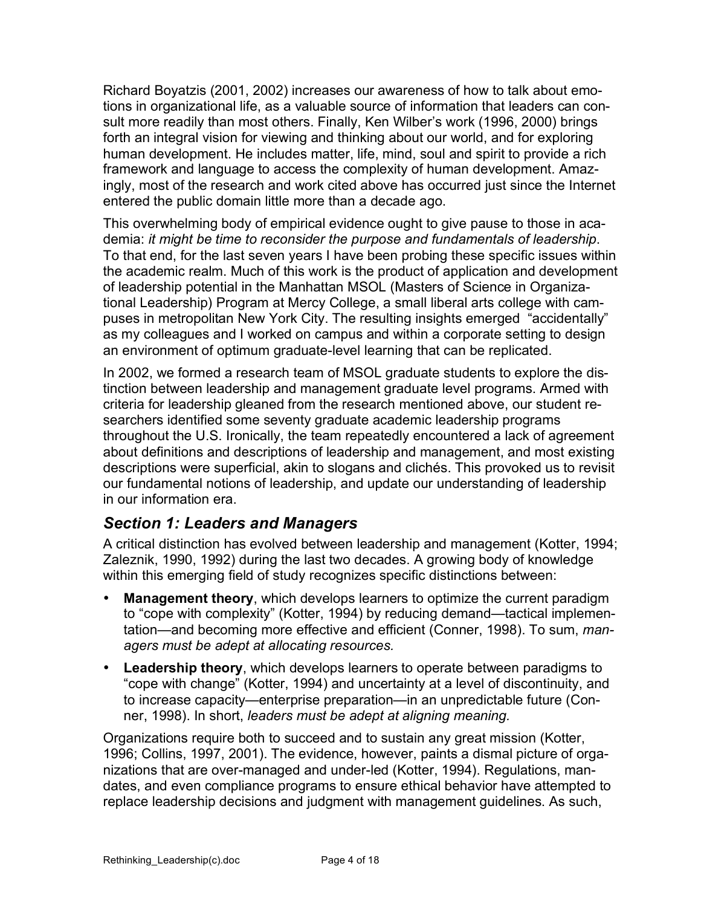Richard Boyatzis (2001, 2002) increases our awareness of how to talk about emotions in organizational life, as a valuable source of information that leaders can consult more readily than most others. Finally, Ken Wilber's work (1996, 2000) brings forth an integral vision for viewing and thinking about our world, and for exploring human development. He includes matter, life, mind, soul and spirit to provide a rich framework and language to access the complexity of human development. Amazingly, most of the research and work cited above has occurred just since the Internet entered the public domain little more than a decade ago.

This overwhelming body of empirical evidence ought to give pause to those in academia: *it might be time to reconsider the purpose and fundamentals of leadership*. To that end, for the last seven years I have been probing these specific issues within the academic realm. Much of this work is the product of application and development of leadership potential in the Manhattan MSOL (Masters of Science in Organizational Leadership) Program at Mercy College, a small liberal arts college with campuses in metropolitan New York City. The resulting insights emerged "accidentally" as my colleagues and I worked on campus and within a corporate setting to design an environment of optimum graduate-level learning that can be replicated.

In 2002, we formed a research team of MSOL graduate students to explore the distinction between leadership and management graduate level programs. Armed with criteria for leadership gleaned from the research mentioned above, our student researchers identified some seventy graduate academic leadership programs throughout the U.S. Ironically, the team repeatedly encountered a lack of agreement about definitions and descriptions of leadership and management, and most existing descriptions were superficial, akin to slogans and clichés. This provoked us to revisit our fundamental notions of leadership, and update our understanding of leadership in our information era.

## *Section 1: Leaders and Managers*

A critical distinction has evolved between leadership and management (Kotter, 1994; Zaleznik, 1990, 1992) during the last two decades. A growing body of knowledge within this emerging field of study recognizes specific distinctions between:

- **Management theory**, which develops learners to optimize the current paradigm to "cope with complexity" (Kotter, 1994) by reducing demand—tactical implementation—and becoming more effective and efficient (Conner, 1998). To sum, *managers must be adept at allocating resources.*
- **Leadership theory**, which develops learners to operate between paradigms to "cope with change" (Kotter, 1994) and uncertainty at a level of discontinuity, and to increase capacity—enterprise preparation—in an unpredictable future (Conner, 1998). In short, *leaders must be adept at aligning meaning.*

Organizations require both to succeed and to sustain any great mission (Kotter, 1996; Collins, 1997, 2001). The evidence, however, paints a dismal picture of organizations that are over-managed and under-led (Kotter, 1994). Regulations, mandates, and even compliance programs to ensure ethical behavior have attempted to replace leadership decisions and judgment with management guidelines. As such,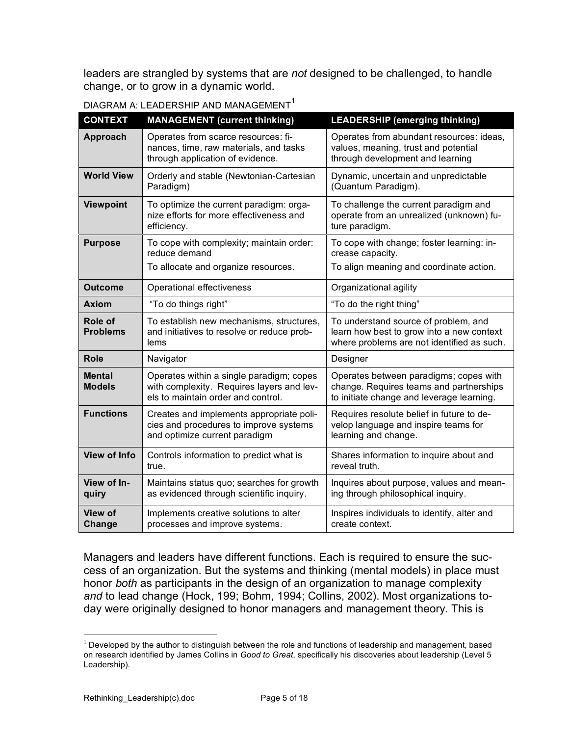leaders are strangled by systems that are *not* designed to be challenged, to handle change, or to grow in a dynamic world.

DIAGRAM A: LEADERSHIP AND MANAGEMENT[1]

| CONTEXT | MANAGEMENT (current thinking) | LEADERSHIP (emerging thinking) |
|---|---|---|
| **Approach** | Operates from scarce resources: finances, time, raw materials, and tasks through application of evidence. | Operates from abundant resources: ideas, values, meaning, trust and potential through development and learning |
| **World View** | Orderly and stable (Newtonian-Cartesian Paradigm) | Dynamic, uncertain and unpredictable (Quantum Paradigm). |
| **Viewpoint** | To optimize the current paradigm: organize efforts for more effectiveness and efficiency. | To challenge the current paradigm and operate from an unrealized (unknown) future paradigm. |
| **Purpose** | To cope with complexity; maintain order: reduce demand<br>To allocate and organize resources. | To cope with change; foster learning: increase capacity.<br>To align meaning and coordinate action. |
| **Outcome** | Operational effectiveness | Organizational agility |
| **Axiom** | "To do things right" | "To do the right thing" |
| **Role of Problems** | To establish new mechanisms, structures, and initiatives to resolve or reduce problems | To understand source of problem, and learn how best to grow into a new context where problems are not identified as such. |
| **Role** | Navigator | Designer |
| **Mental Models** | Operates within a single paradigm; copes with complexity. Requires layers and levels to maintain order and control. | Operates between paradigms; copes with change. Requires teams and partnerships to initiate change and leverage learning. |
| **Functions** | Creates and implements appropriate policies and procedures to improve systems and optimize current paradigm | Requires resolute belief in future to develop language and inspire teams for learning and change. |
| **View of Info** | Controls information to predict what is true. | Shares information to inquire about and reveal truth. |
| **View of Inquiry** | Maintains status quo; searches for growth as evidenced through scientific inquiry. | Inquires about purpose, values and meaning through philosophical inquiry. |
| **View of Change** | Implements creative solutions to alter processes and improve systems. | Inspires individuals to identify, alter and create context. |

Managers and leaders have different functions. Each is required to ensure the success of an organization. But the systems and thinking (mental models) in place must honor *both* as participants in the design of an organization to manage complexity *and* to lead change (Hock, 199; Bohm, 1994; Collins, 2002). Most organizations today were originally designed to honor managers and management theory. This is

[1] Developed by the author to distinguish between the role and functions of leadership and management, based on research identified by James Collins in *Good to Great*, specifically his discoveries about leadership (Level 5 Leadership).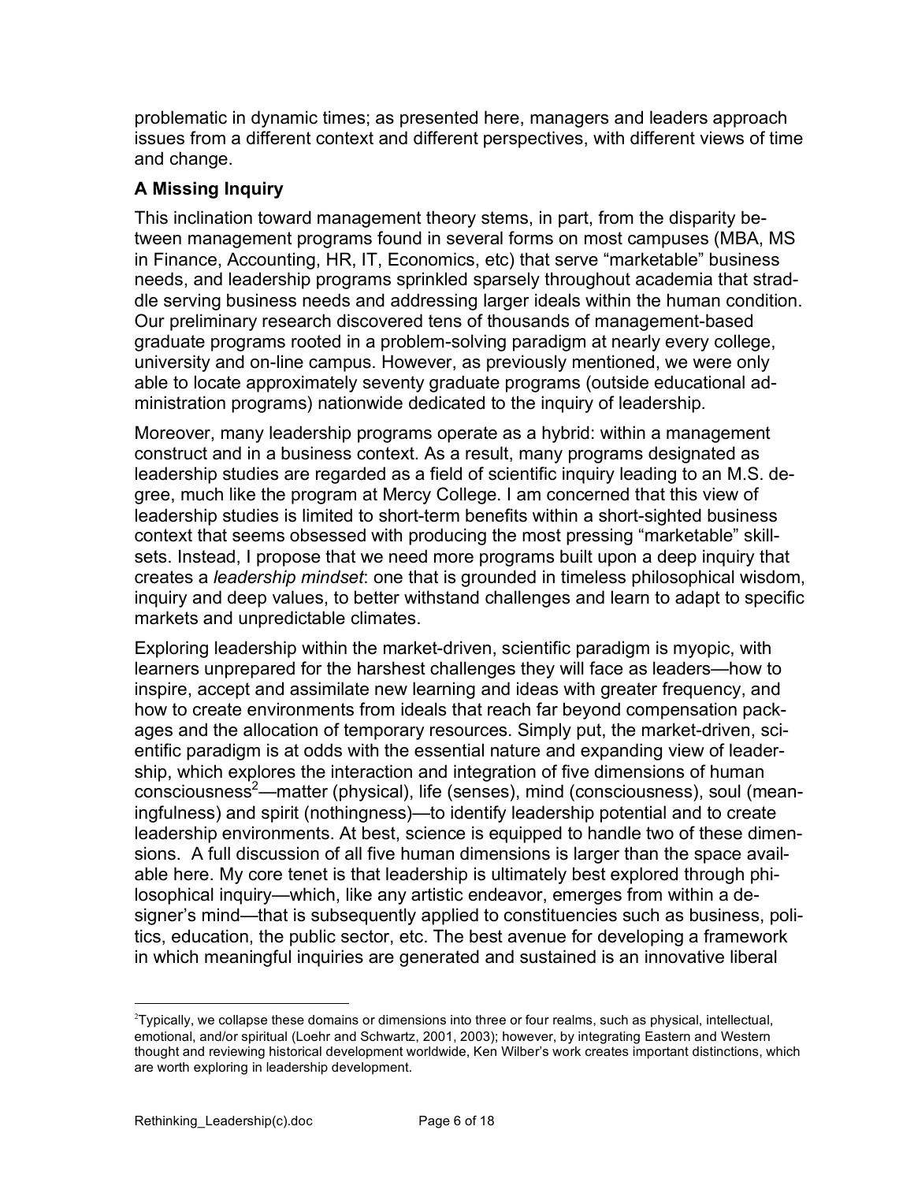problematic in dynamic times; as presented here, managers and leaders approach issues from a different context and different perspectives, with different views of time and change.

### A Missing Inquiry

This inclination toward management theory stems, in part, from the disparity between management programs found in several forms on most campuses (MBA, MS in Finance, Accounting, HR, IT, Economics, etc) that serve "marketable" business needs, and leadership programs sprinkled sparsely throughout academia that straddle serving business needs and addressing larger ideals within the human condition. Our preliminary research discovered tens of thousands of management-based graduate programs rooted in a problem-solving paradigm at nearly every college, university and on-line campus. However, as previously mentioned, we were only able to locate approximately seventy graduate programs (outside educational administration programs) nationwide dedicated to the inquiry of leadership.

Moreover, many leadership programs operate as a hybrid: within a management construct and in a business context. As a result, many programs designated as leadership studies are regarded as a field of scientific inquiry leading to an M.S. degree, much like the program at Mercy College. I am concerned that this view of leadership studies is limited to short-term benefits within a short-sighted business context that seems obsessed with producing the most pressing "marketable" skillsets. Instead, I propose that we need more programs built upon a deep inquiry that creates a *leadership mindset*: one that is grounded in timeless philosophical wisdom, inquiry and deep values, to better withstand challenges and learn to adapt to specific markets and unpredictable climates.

Exploring leadership within the market-driven, scientific paradigm is myopic, with learners unprepared for the harshest challenges they will face as leaders—how to inspire, accept and assimilate new learning and ideas with greater frequency, and how to create environments from ideals that reach far beyond compensation packages and the allocation of temporary resources. Simply put, the market-driven, scientific paradigm is at odds with the essential nature and expanding view of leadership, which explores the interaction and integration of five dimensions of human consciousness[2]—matter (physical), life (senses), mind (consciousness), soul (meaningfulness) and spirit (nothingness)—to identify leadership potential and to create leadership environments. At best, science is equipped to handle two of these dimensions. A full discussion of all five human dimensions is larger than the space available here. My core tenet is that leadership is ultimately best explored through philosophical inquiry—which, like any artistic endeavor, emerges from within a designer's mind—that is subsequently applied to constituencies such as business, politics, education, the public sector, etc. The best avenue for developing a framework in which meaningful inquiries are generated and sustained is an innovative liberal

---

[2]Typically, we collapse these domains or dimensions into three or four realms, such as physical, intellectual, emotional, and/or spiritual (Loehr and Schwartz, 2001, 2003); however, by integrating Eastern and Western thought and reviewing historical development worldwide, Ken Wilber's work creates important distinctions, which are worth exploring in leadership development.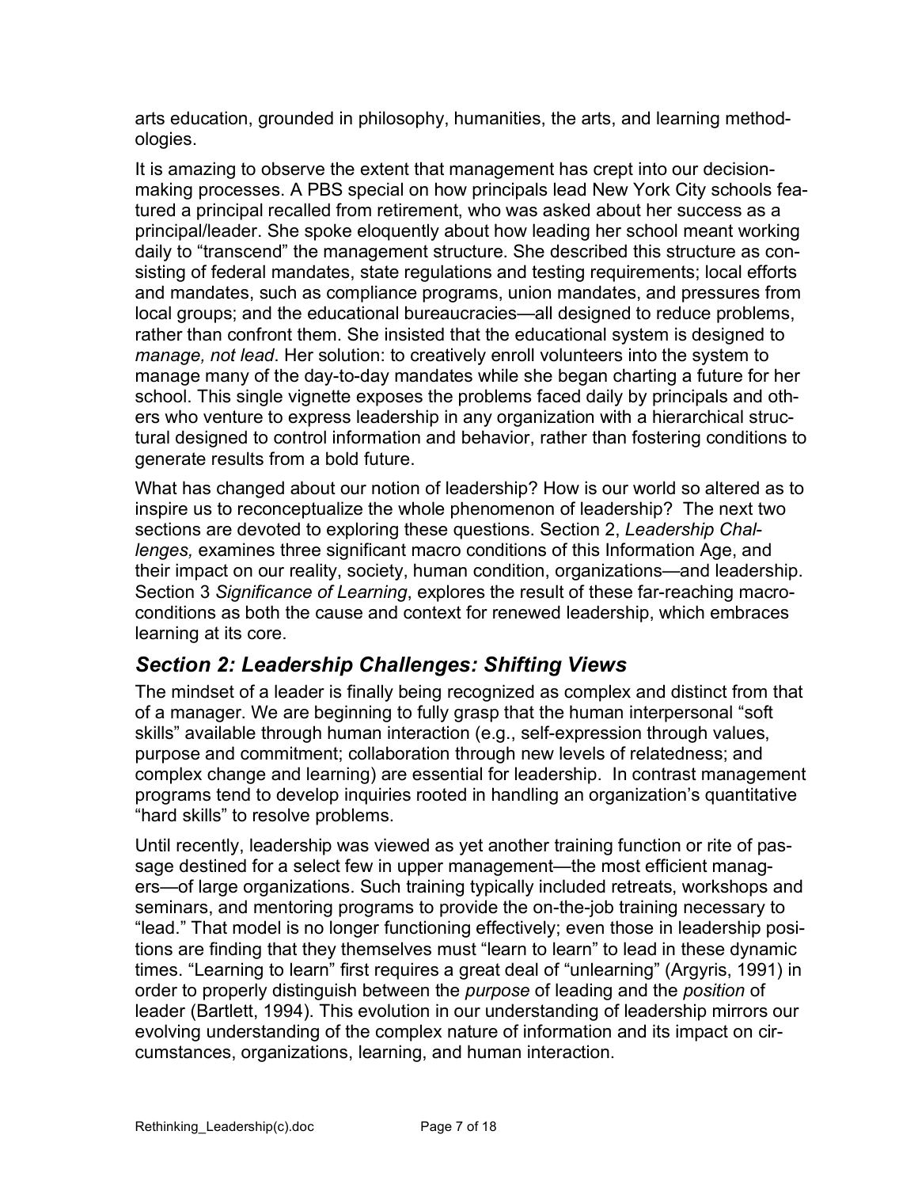arts education, grounded in philosophy, humanities, the arts, and learning methodologies.

It is amazing to observe the extent that management has crept into our decision-making processes. A PBS special on how principals lead New York City schools featured a principal recalled from retirement, who was asked about her success as a principal/leader. She spoke eloquently about how leading her school meant working daily to "transcend" the management structure. She described this structure as consisting of federal mandates, state regulations and testing requirements; local efforts and mandates, such as compliance programs, union mandates, and pressures from local groups; and the educational bureaucracies—all designed to reduce problems, rather than confront them. She insisted that the educational system is designed to *manage, not lead*. Her solution: to creatively enroll volunteers into the system to manage many of the day-to-day mandates while she began charting a future for her school. This single vignette exposes the problems faced daily by principals and others who venture to express leadership in any organization with a hierarchical structural designed to control information and behavior, rather than fostering conditions to generate results from a bold future.

What has changed about our notion of leadership? How is our world so altered as to inspire us to reconceptualize the whole phenomenon of leadership? The next two sections are devoted to exploring these questions. Section 2, *Leadership Challenges,* examines three significant macro conditions of this Information Age, and their impact on our reality, society, human condition, organizations—and leadership. Section 3 *Significance of Learning*, explores the result of these far-reaching macro-conditions as both the cause and context for renewed leadership, which embraces learning at its core.

## *Section 2: Leadership Challenges: Shifting Views*

The mindset of a leader is finally being recognized as complex and distinct from that of a manager. We are beginning to fully grasp that the human interpersonal "soft skills" available through human interaction (e.g., self-expression through values, purpose and commitment; collaboration through new levels of relatedness; and complex change and learning) are essential for leadership. In contrast management programs tend to develop inquiries rooted in handling an organization's quantitative "hard skills" to resolve problems.

Until recently, leadership was viewed as yet another training function or rite of passage destined for a select few in upper management—the most efficient managers—of large organizations. Such training typically included retreats, workshops and seminars, and mentoring programs to provide the on-the-job training necessary to "lead." That model is no longer functioning effectively; even those in leadership positions are finding that they themselves must "learn to learn" to lead in these dynamic times. "Learning to learn" first requires a great deal of "unlearning" (Argyris, 1991) in order to properly distinguish between the *purpose* of leading and the *position* of leader (Bartlett, 1994). This evolution in our understanding of leadership mirrors our evolving understanding of the complex nature of information and its impact on circumstances, organizations, learning, and human interaction.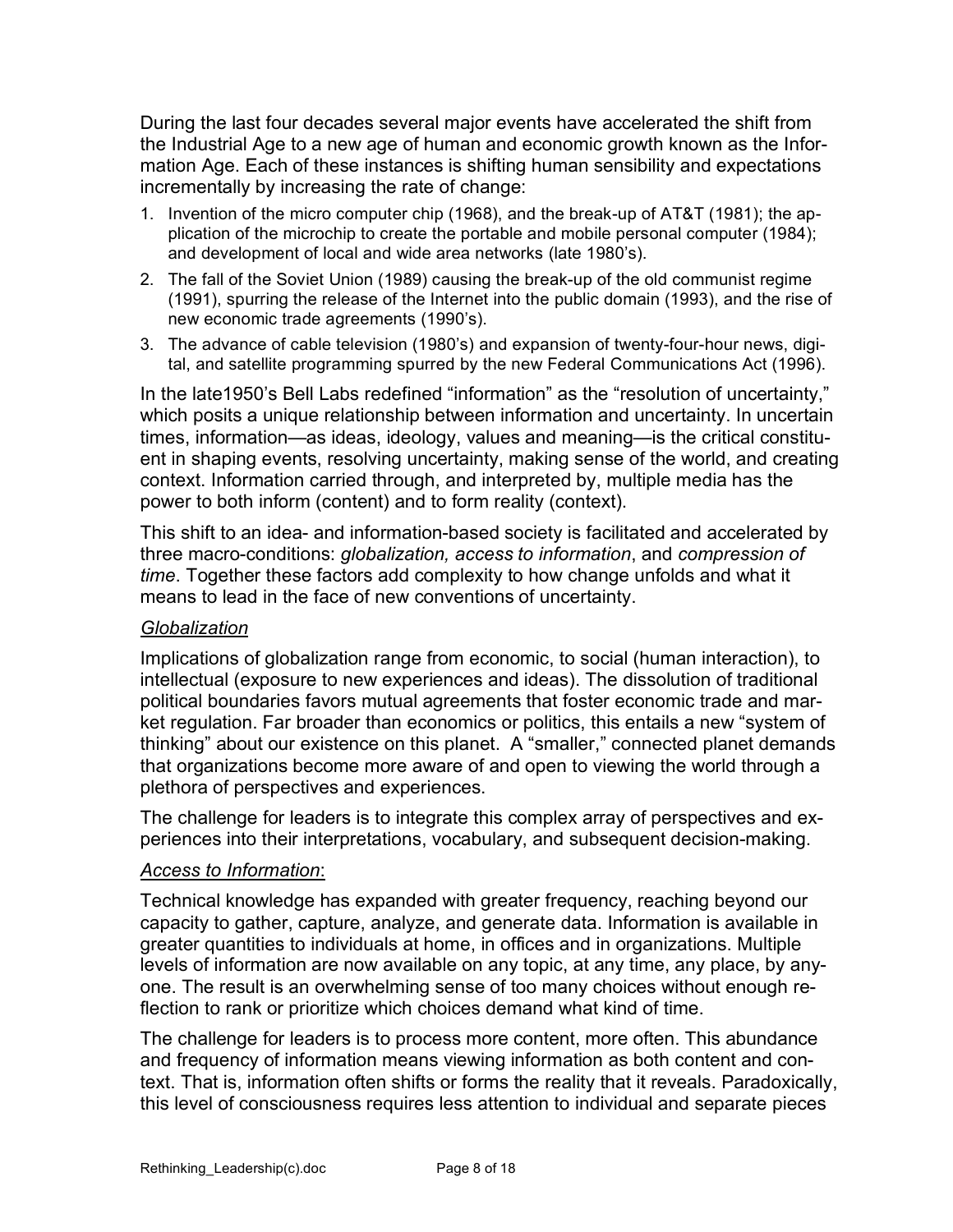During the last four decades several major events have accelerated the shift from the Industrial Age to a new age of human and economic growth known as the Information Age. Each of these instances is shifting human sensibility and expectations incrementally by increasing the rate of change:

1. Invention of the micro computer chip (1968), and the break-up of AT&T (1981); the application of the microchip to create the portable and mobile personal computer (1984); and development of local and wide area networks (late 1980's).
2. The fall of the Soviet Union (1989) causing the break-up of the old communist regime (1991), spurring the release of the Internet into the public domain (1993), and the rise of new economic trade agreements (1990's).
3. The advance of cable television (1980's) and expansion of twenty-four-hour news, digital, and satellite programming spurred by the new Federal Communications Act (1996).

In the late1950's Bell Labs redefined "information" as the "resolution of uncertainty," which posits a unique relationship between information and uncertainty. In uncertain times, information—as ideas, ideology, values and meaning—is the critical constituent in shaping events, resolving uncertainty, making sense of the world, and creating context. Information carried through, and interpreted by, multiple media has the power to both inform (content) and to form reality (context).

This shift to an idea- and information-based society is facilitated and accelerated by three macro-conditions: *globalization, access to information*, and *compression of time*. Together these factors add complexity to how change unfolds and what it means to lead in the face of new conventions of uncertainty.

*Globalization*

Implications of globalization range from economic, to social (human interaction), to intellectual (exposure to new experiences and ideas). The dissolution of traditional political boundaries favors mutual agreements that foster economic trade and market regulation. Far broader than economics or politics, this entails a new "system of thinking" about our existence on this planet. A "smaller," connected planet demands that organizations become more aware of and open to viewing the world through a plethora of perspectives and experiences.

The challenge for leaders is to integrate this complex array of perspectives and experiences into their interpretations, vocabulary, and subsequent decision-making.

*Access to Information*:

Technical knowledge has expanded with greater frequency, reaching beyond our capacity to gather, capture, analyze, and generate data. Information is available in greater quantities to individuals at home, in offices and in organizations. Multiple levels of information are now available on any topic, at any time, any place, by anyone. The result is an overwhelming sense of too many choices without enough reflection to rank or prioritize which choices demand what kind of time.

The challenge for leaders is to process more content, more often. This abundance and frequency of information means viewing information as both content and context. That is, information often shifts or forms the reality that it reveals. Paradoxically, this level of consciousness requires less attention to individual and separate pieces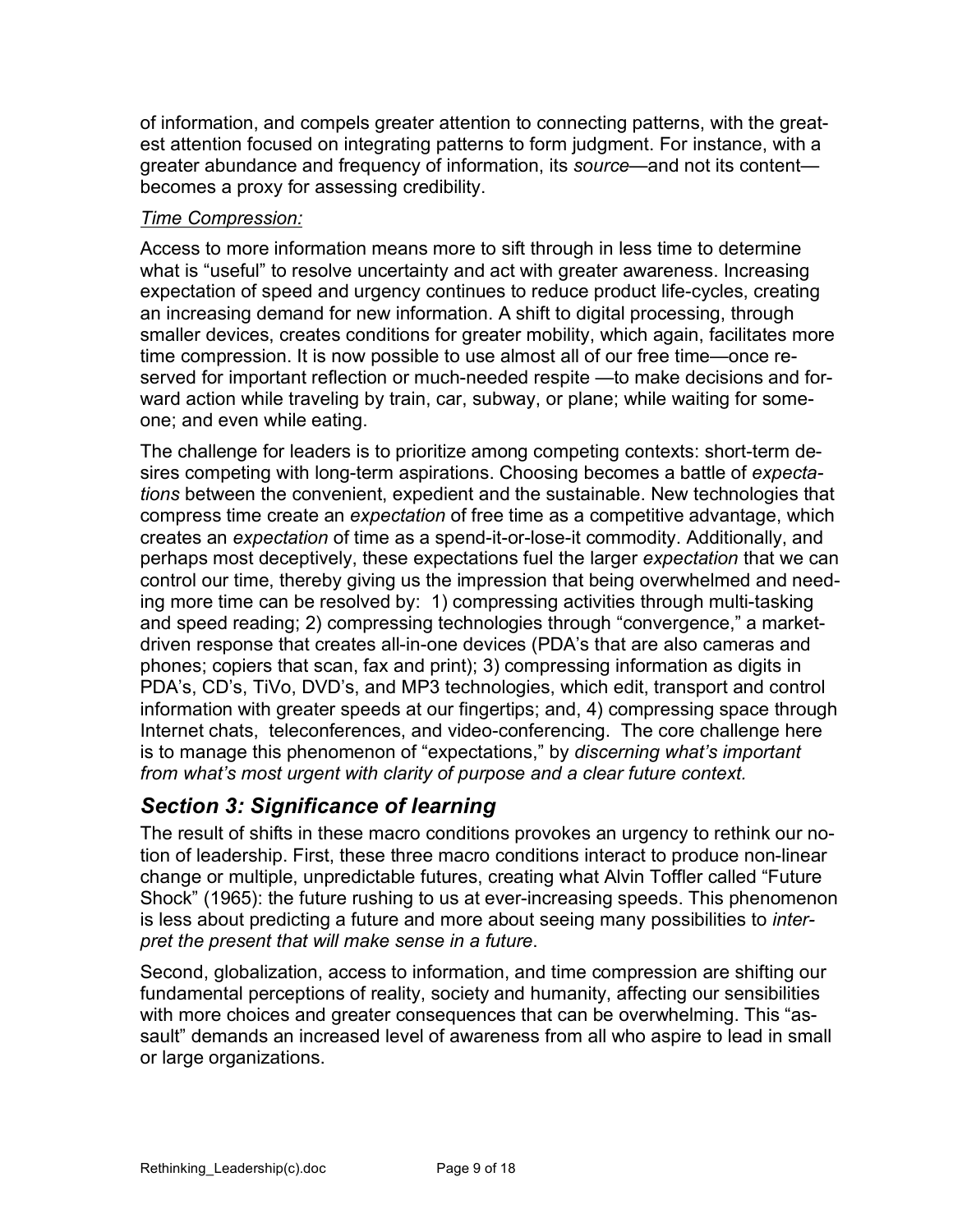of information, and compels greater attention to connecting patterns, with the greatest attention focused on integrating patterns to form judgment. For instance, with a greater abundance and frequency of information, its *source*—and not its content—becomes a proxy for assessing credibility.

*Time Compression:*

Access to more information means more to sift through in less time to determine what is "useful" to resolve uncertainty and act with greater awareness. Increasing expectation of speed and urgency continues to reduce product life-cycles, creating an increasing demand for new information. A shift to digital processing, through smaller devices, creates conditions for greater mobility, which again, facilitates more time compression. It is now possible to use almost all of our free time—once reserved for important reflection or much-needed respite —to make decisions and forward action while traveling by train, car, subway, or plane; while waiting for someone; and even while eating.

The challenge for leaders is to prioritize among competing contexts: short-term desires competing with long-term aspirations. Choosing becomes a battle of *expectations* between the convenient, expedient and the sustainable. New technologies that compress time create an *expectation* of free time as a competitive advantage, which creates an *expectation* of time as a spend-it-or-lose-it commodity. Additionally, and perhaps most deceptively, these expectations fuel the larger *expectation* that we can control our time, thereby giving us the impression that being overwhelmed and needing more time can be resolved by: 1) compressing activities through multi-tasking and speed reading; 2) compressing technologies through "convergence," a market-driven response that creates all-in-one devices (PDA's that are also cameras and phones; copiers that scan, fax and print); 3) compressing information as digits in PDA's, CD's, TiVo, DVD's, and MP3 technologies, which edit, transport and control information with greater speeds at our fingertips; and, 4) compressing space through Internet chats, teleconferences, and video-conferencing. The core challenge here is to manage this phenomenon of "expectations," by *discerning what's important from what's most urgent with clarity of purpose and a clear future context.*

## *Section 3: Significance of learning*

The result of shifts in these macro conditions provokes an urgency to rethink our notion of leadership. First, these three macro conditions interact to produce non-linear change or multiple, unpredictable futures, creating what Alvin Toffler called "Future Shock" (1965): the future rushing to us at ever-increasing speeds. This phenomenon is less about predicting a future and more about seeing many possibilities to *interpret the present that will make sense in a future*.

Second, globalization, access to information, and time compression are shifting our fundamental perceptions of reality, society and humanity, affecting our sensibilities with more choices and greater consequences that can be overwhelming. This "assault" demands an increased level of awareness from all who aspire to lead in small or large organizations.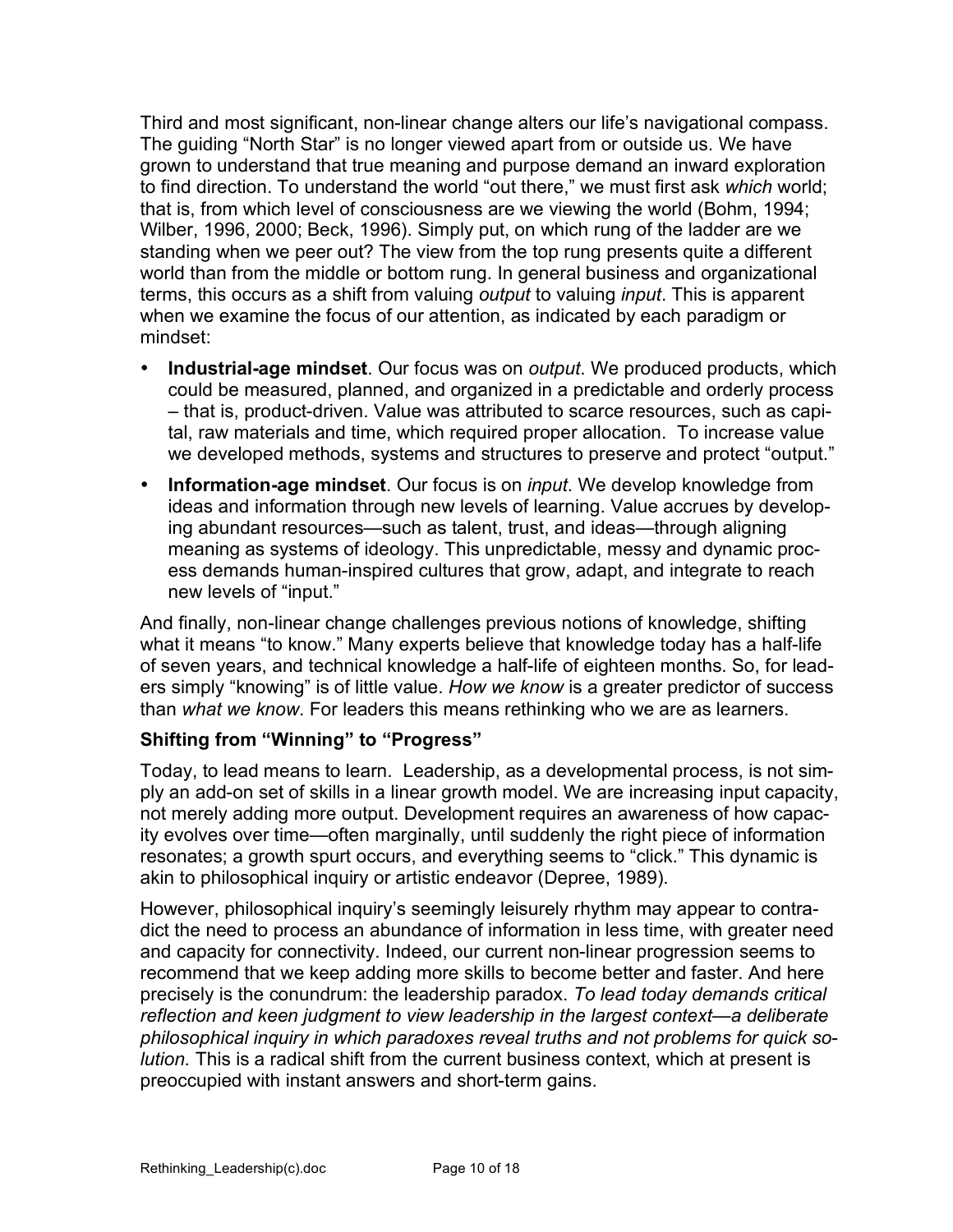Third and most significant, non-linear change alters our life's navigational compass. The guiding "North Star" is no longer viewed apart from or outside us. We have grown to understand that true meaning and purpose demand an inward exploration to find direction. To understand the world "out there," we must first ask *which* world; that is, from which level of consciousness are we viewing the world (Bohm, 1994; Wilber, 1996, 2000; Beck, 1996). Simply put, on which rung of the ladder are we standing when we peer out? The view from the top rung presents quite a different world than from the middle or bottom rung. In general business and organizational terms, this occurs as a shift from valuing *output* to valuing *input*. This is apparent when we examine the focus of our attention, as indicated by each paradigm or mindset:

- **Industrial-age mindset**. Our focus was on *output*. We produced products, which could be measured, planned, and organized in a predictable and orderly process – that is, product-driven. Value was attributed to scarce resources, such as capital, raw materials and time, which required proper allocation. To increase value we developed methods, systems and structures to preserve and protect "output."
- **Information-age mindset**. Our focus is on *input*. We develop knowledge from ideas and information through new levels of learning. Value accrues by developing abundant resources—such as talent, trust, and ideas—through aligning meaning as systems of ideology. This unpredictable, messy and dynamic process demands human-inspired cultures that grow, adapt, and integrate to reach new levels of "input."

And finally, non-linear change challenges previous notions of knowledge, shifting what it means "to know." Many experts believe that knowledge today has a half-life of seven years, and technical knowledge a half-life of eighteen months. So, for leaders simply "knowing" is of little value. *How we know* is a greater predictor of success than *what we know*. For leaders this means rethinking who we are as learners.

### Shifting from "Winning" to "Progress"

Today, to lead means to learn. Leadership, as a developmental process, is not simply an add-on set of skills in a linear growth model. We are increasing input capacity, not merely adding more output. Development requires an awareness of how capacity evolves over time—often marginally, until suddenly the right piece of information resonates; a growth spurt occurs, and everything seems to "click." This dynamic is akin to philosophical inquiry or artistic endeavor (Depree, 1989).

However, philosophical inquiry's seemingly leisurely rhythm may appear to contradict the need to process an abundance of information in less time, with greater need and capacity for connectivity. Indeed, our current non-linear progression seems to recommend that we keep adding more skills to become better and faster. And here precisely is the conundrum: the leadership paradox. *To lead today demands critical reflection and keen judgment to view leadership in the largest context—a deliberate philosophical inquiry in which paradoxes reveal truths and not problems for quick solution.* This is a radical shift from the current business context, which at present is preoccupied with instant answers and short-term gains.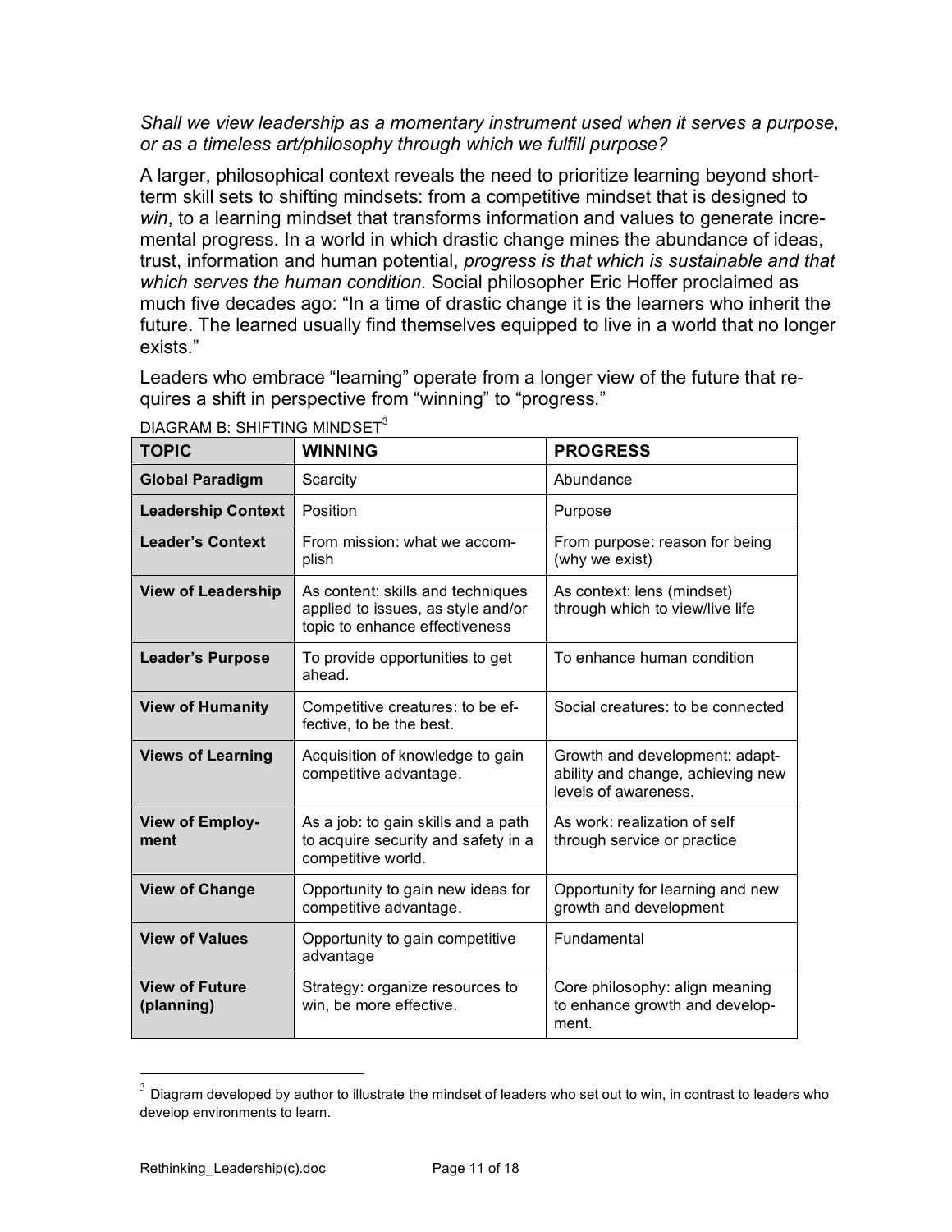*Shall we view leadership as a momentary instrument used when it serves a purpose, or as a timeless art/philosophy through which we fulfill purpose?*

A larger, philosophical context reveals the need to prioritize learning beyond short-term skill sets to shifting mindsets: from a competitive mindset that is designed to *win*, to a learning mindset that transforms information and values to generate incremental progress. In a world in which drastic change mines the abundance of ideas, trust, information and human potential, *progress is that which is sustainable and that which serves the human condition.* Social philosopher Eric Hoffer proclaimed as much five decades ago: "In a time of drastic change it is the learners who inherit the future. The learned usually find themselves equipped to live in a world that no longer exists."

Leaders who embrace "learning" operate from a longer view of the future that requires a shift in perspective from "winning" to "progress."

DIAGRAM B: SHIFTING MINDSET[3]

| TOPIC | WINNING | PROGRESS |
|---|---|---|
| **Global Paradigm** | Scarcity | Abundance |
| **Leadership Context** | Position | Purpose |
| **Leader's Context** | From mission: what we accomplish | From purpose: reason for being (why we exist) |
| **View of Leadership** | As content: skills and techniques applied to issues, as style and/or topic to enhance effectiveness | As context: lens (mindset) through which to view/live life |
| **Leader's Purpose** | To provide opportunities to get ahead. | To enhance human condition |
| **View of Humanity** | Competitive creatures: to be effective, to be the best. | Social creatures: to be connected |
| **Views of Learning** | Acquisition of knowledge to gain competitive advantage. | Growth and development: adaptability and change, achieving new levels of awareness. |
| **View of Employment** | As a job: to gain skills and a path to acquire security and safety in a competitive world. | As work: realization of self through service or practice |
| **View of Change** | Opportunity to gain new ideas for competitive advantage. | Opportunity for learning and new growth and development |
| **View of Values** | Opportunity to gain competitive advantage | Fundamental |
| **View of Future (planning)** | Strategy: organize resources to win, be more effective. | Core philosophy: align meaning to enhance growth and development. |

[3] Diagram developed by author to illustrate the mindset of leaders who set out to win, in contrast to leaders who develop environments to learn.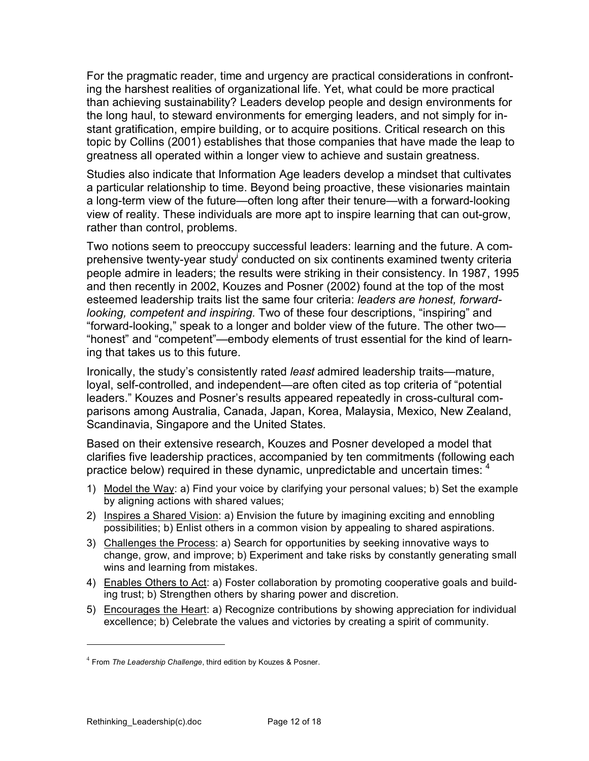For the pragmatic reader, time and urgency are practical considerations in confronting the harshest realities of organizational life. Yet, what could be more practical than achieving sustainability? Leaders develop people and design environments for the long haul, to steward environments for emerging leaders, and not simply for instant gratification, empire building, or to acquire positions. Critical research on this topic by Collins (2001) establishes that those companies that have made the leap to greatness all operated within a longer view to achieve and sustain greatness.

Studies also indicate that Information Age leaders develop a mindset that cultivates a particular relationship to time. Beyond being proactive, these visionaries maintain a long-term view of the future—often long after their tenure—with a forward-looking view of reality. These individuals are more apt to inspire learning that can out-grow, rather than control, problems.

Two notions seem to preoccupy successful leaders: learning and the future. A comprehensive twenty-year study[i] conducted on six continents examined twenty criteria people admire in leaders; the results were striking in their consistency. In 1987, 1995 and then recently in 2002, Kouzes and Posner (2002) found at the top of the most esteemed leadership traits list the same four criteria: *leaders are honest, forward-looking, competent and inspiring.* Two of these four descriptions, "inspiring" and "forward-looking," speak to a longer and bolder view of the future. The other two—"honest" and "competent"—embody elements of trust essential for the kind of learning that takes us to this future.

Ironically, the study's consistently rated *least* admired leadership traits—mature, loyal, self-controlled, and independent—are often cited as top criteria of "potential leaders." Kouzes and Posner's results appeared repeatedly in cross-cultural comparisons among Australia, Canada, Japan, Korea, Malaysia, Mexico, New Zealand, Scandinavia, Singapore and the United States.

Based on their extensive research, Kouzes and Posner developed a model that clarifies five leadership practices, accompanied by ten commitments (following each practice below) required in these dynamic, unpredictable and uncertain times: [4]

1) <u>Model the Way</u>: a) Find your voice by clarifying your personal values; b) Set the example by aligning actions with shared values;
2) <u>Inspires a Shared Vision</u>: a) Envision the future by imagining exciting and ennobling possibilities; b) Enlist others in a common vision by appealing to shared aspirations.
3) <u>Challenges the Process</u>: a) Search for opportunities by seeking innovative ways to change, grow, and improve; b) Experiment and take risks by constantly generating small wins and learning from mistakes.
4) <u>Enables Others to Act</u>: a) Foster collaboration by promoting cooperative goals and building trust; b) Strengthen others by sharing power and discretion.
5) <u>Encourages the Heart</u>: a) Recognize contributions by showing appreciation for individual excellence; b) Celebrate the values and victories by creating a spirit of community.

---

[4] From *The Leadership Challenge*, third edition by Kouzes & Posner.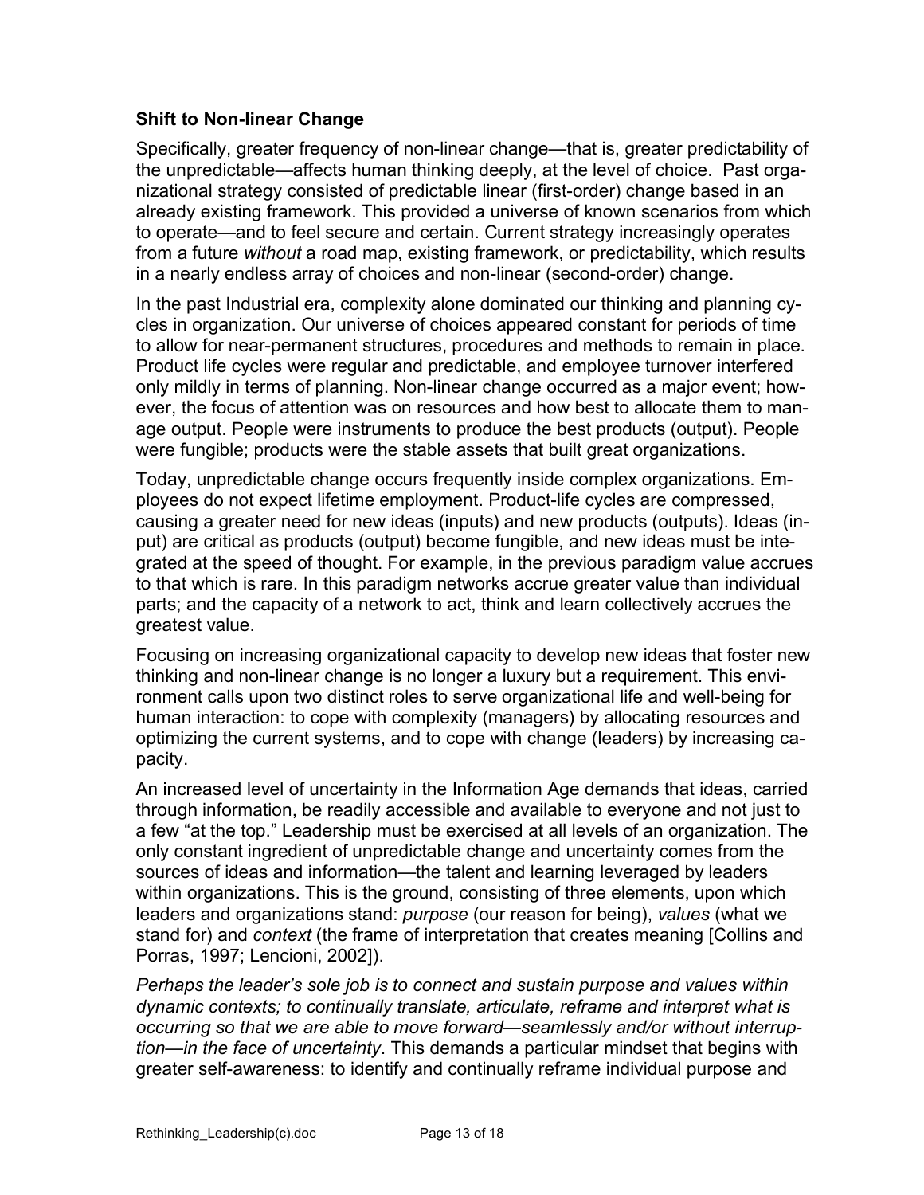### Shift to Non-linear Change

Specifically, greater frequency of non-linear change—that is, greater predictability of the unpredictable—affects human thinking deeply, at the level of choice. Past organizational strategy consisted of predictable linear (first-order) change based in an already existing framework. This provided a universe of known scenarios from which to operate—and to feel secure and certain. Current strategy increasingly operates from a future *without* a road map, existing framework, or predictability, which results in a nearly endless array of choices and non-linear (second-order) change.

In the past Industrial era, complexity alone dominated our thinking and planning cycles in organization. Our universe of choices appeared constant for periods of time to allow for near-permanent structures, procedures and methods to remain in place. Product life cycles were regular and predictable, and employee turnover interfered only mildly in terms of planning. Non-linear change occurred as a major event; however, the focus of attention was on resources and how best to allocate them to manage output. People were instruments to produce the best products (output). People were fungible; products were the stable assets that built great organizations.

Today, unpredictable change occurs frequently inside complex organizations. Employees do not expect lifetime employment. Product-life cycles are compressed, causing a greater need for new ideas (inputs) and new products (outputs). Ideas (input) are critical as products (output) become fungible, and new ideas must be integrated at the speed of thought. For example, in the previous paradigm value accrues to that which is rare. In this paradigm networks accrue greater value than individual parts; and the capacity of a network to act, think and learn collectively accrues the greatest value.

Focusing on increasing organizational capacity to develop new ideas that foster new thinking and non-linear change is no longer a luxury but a requirement. This environment calls upon two distinct roles to serve organizational life and well-being for human interaction: to cope with complexity (managers) by allocating resources and optimizing the current systems, and to cope with change (leaders) by increasing capacity.

An increased level of uncertainty in the Information Age demands that ideas, carried through information, be readily accessible and available to everyone and not just to a few "at the top." Leadership must be exercised at all levels of an organization. The only constant ingredient of unpredictable change and uncertainty comes from the sources of ideas and information—the talent and learning leveraged by leaders within organizations. This is the ground, consisting of three elements, upon which leaders and organizations stand: *purpose* (our reason for being), *values* (what we stand for) and *context* (the frame of interpretation that creates meaning [Collins and Porras, 1997; Lencioni, 2002]).

*Perhaps the leader's sole job is to connect and sustain purpose and values within dynamic contexts; to continually translate, articulate, reframe and interpret what is occurring so that we are able to move forward—seamlessly and/or without interruption—in the face of uncertainty*. This demands a particular mindset that begins with greater self-awareness: to identify and continually reframe individual purpose and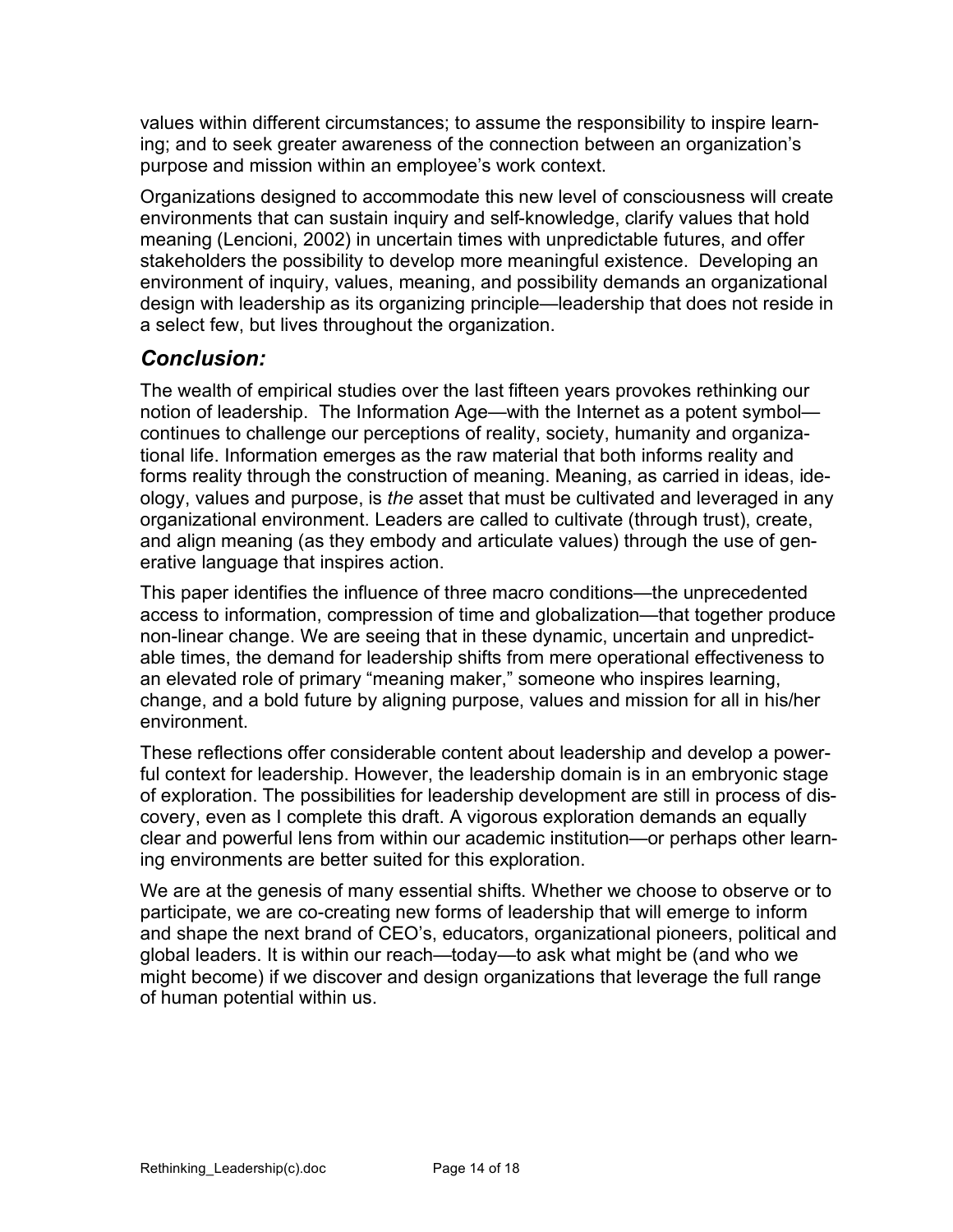values within different circumstances; to assume the responsibility to inspire learning; and to seek greater awareness of the connection between an organization's purpose and mission within an employee's work context.

Organizations designed to accommodate this new level of consciousness will create environments that can sustain inquiry and self-knowledge, clarify values that hold meaning (Lencioni, 2002) in uncertain times with unpredictable futures, and offer stakeholders the possibility to develop more meaningful existence. Developing an environment of inquiry, values, meaning, and possibility demands an organizational design with leadership as its organizing principle—leadership that does not reside in a select few, but lives throughout the organization.

## *Conclusion:*

The wealth of empirical studies over the last fifteen years provokes rethinking our notion of leadership. The Information Age—with the Internet as a potent symbol—continues to challenge our perceptions of reality, society, humanity and organizational life. Information emerges as the raw material that both informs reality and forms reality through the construction of meaning. Meaning, as carried in ideas, ideology, values and purpose, is *the* asset that must be cultivated and leveraged in any organizational environment. Leaders are called to cultivate (through trust), create, and align meaning (as they embody and articulate values) through the use of generative language that inspires action.

This paper identifies the influence of three macro conditions—the unprecedented access to information, compression of time and globalization—that together produce non-linear change. We are seeing that in these dynamic, uncertain and unpredictable times, the demand for leadership shifts from mere operational effectiveness to an elevated role of primary "meaning maker," someone who inspires learning, change, and a bold future by aligning purpose, values and mission for all in his/her environment.

These reflections offer considerable content about leadership and develop a powerful context for leadership. However, the leadership domain is in an embryonic stage of exploration. The possibilities for leadership development are still in process of discovery, even as I complete this draft. A vigorous exploration demands an equally clear and powerful lens from within our academic institution—or perhaps other learning environments are better suited for this exploration.

We are at the genesis of many essential shifts. Whether we choose to observe or to participate, we are co-creating new forms of leadership that will emerge to inform and shape the next brand of CEO's, educators, organizational pioneers, political and global leaders. It is within our reach—today—to ask what might be (and who we might become) if we discover and design organizations that leverage the full range of human potential within us.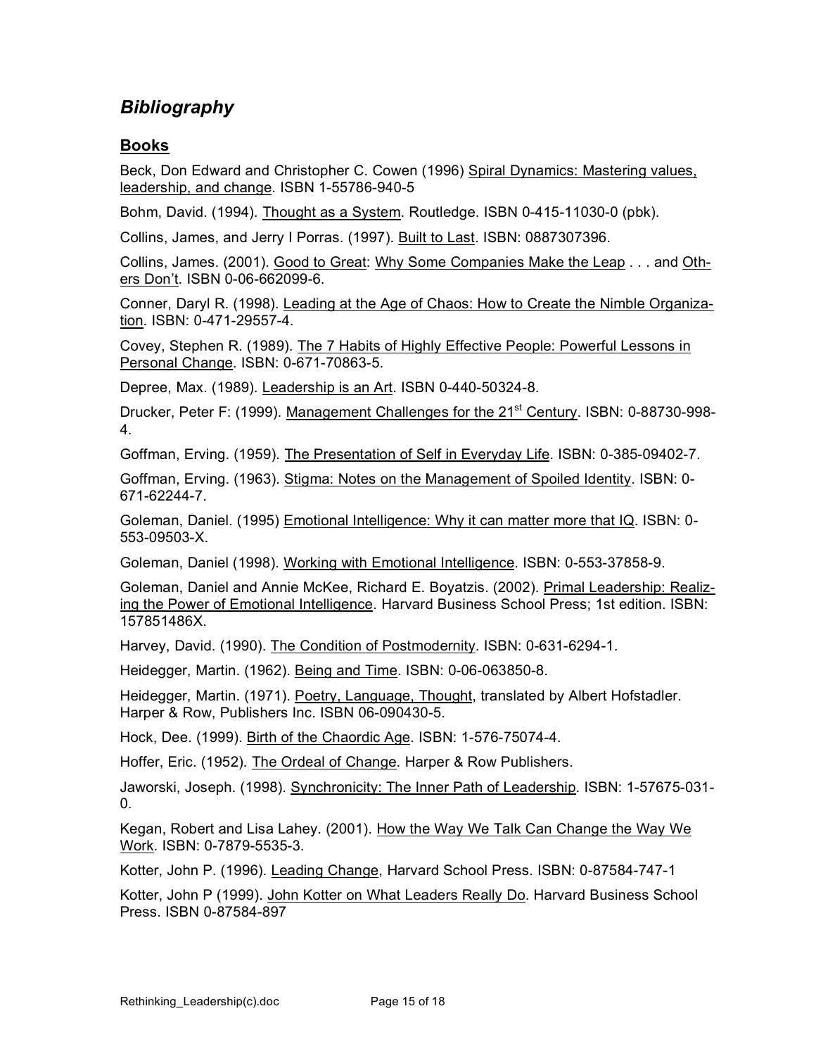## *Bibliography*

### Books

Beck, Don Edward and Christopher C. Cowen (1996) Spiral Dynamics: Mastering values, leadership, and change. ISBN 1-55786-940-5

Bohm, David. (1994). Thought as a System. Routledge. ISBN 0-415-11030-0 (pbk).

Collins, James, and Jerry I Porras. (1997). Built to Last. ISBN: 0887307396.

Collins, James. (2001). Good to Great: Why Some Companies Make the Leap . . . and Others Don't. ISBN 0-06-662099-6.

Conner, Daryl R. (1998). Leading at the Age of Chaos: How to Create the Nimble Organization. ISBN: 0-471-29557-4.

Covey, Stephen R. (1989). The 7 Habits of Highly Effective People: Powerful Lessons in Personal Change. ISBN: 0-671-70863-5.

Depree, Max. (1989). Leadership is an Art. ISBN 0-440-50324-8.

Drucker, Peter F: (1999). Management Challenges for the 21st Century. ISBN: 0-88730-998-4.

Goffman, Erving. (1959). The Presentation of Self in Everyday Life. ISBN: 0-385-09402-7.

Goffman, Erving. (1963). Stigma: Notes on the Management of Spoiled Identity. ISBN: 0-671-62244-7.

Goleman, Daniel. (1995) Emotional Intelligence: Why it can matter more that IQ. ISBN: 0-553-09503-X.

Goleman, Daniel (1998). Working with Emotional Intelligence. ISBN: 0-553-37858-9.

Goleman, Daniel and Annie McKee, Richard E. Boyatzis. (2002). Primal Leadership: Realizing the Power of Emotional Intelligence. Harvard Business School Press; 1st edition. ISBN: 157851486X.

Harvey, David. (1990). The Condition of Postmodernity. ISBN: 0-631-6294-1.

Heidegger, Martin. (1962). Being and Time. ISBN: 0-06-063850-8.

Heidegger, Martin. (1971). Poetry, Language, Thought, translated by Albert Hofstadler. Harper & Row, Publishers Inc. ISBN 06-090430-5.

Hock, Dee. (1999). Birth of the Chaordic Age. ISBN: 1-576-75074-4.

Hoffer, Eric. (1952). The Ordeal of Change. Harper & Row Publishers.

Jaworski, Joseph. (1998). Synchronicity: The Inner Path of Leadership. ISBN: 1-57675-031-0.

Kegan, Robert and Lisa Lahey. (2001). How the Way We Talk Can Change the Way We Work. ISBN: 0-7879-5535-3.

Kotter, John P. (1996). Leading Change, Harvard School Press. ISBN: 0-87584-747-1

Kotter, John P (1999). John Kotter on What Leaders Really Do. Harvard Business School Press. ISBN 0-87584-897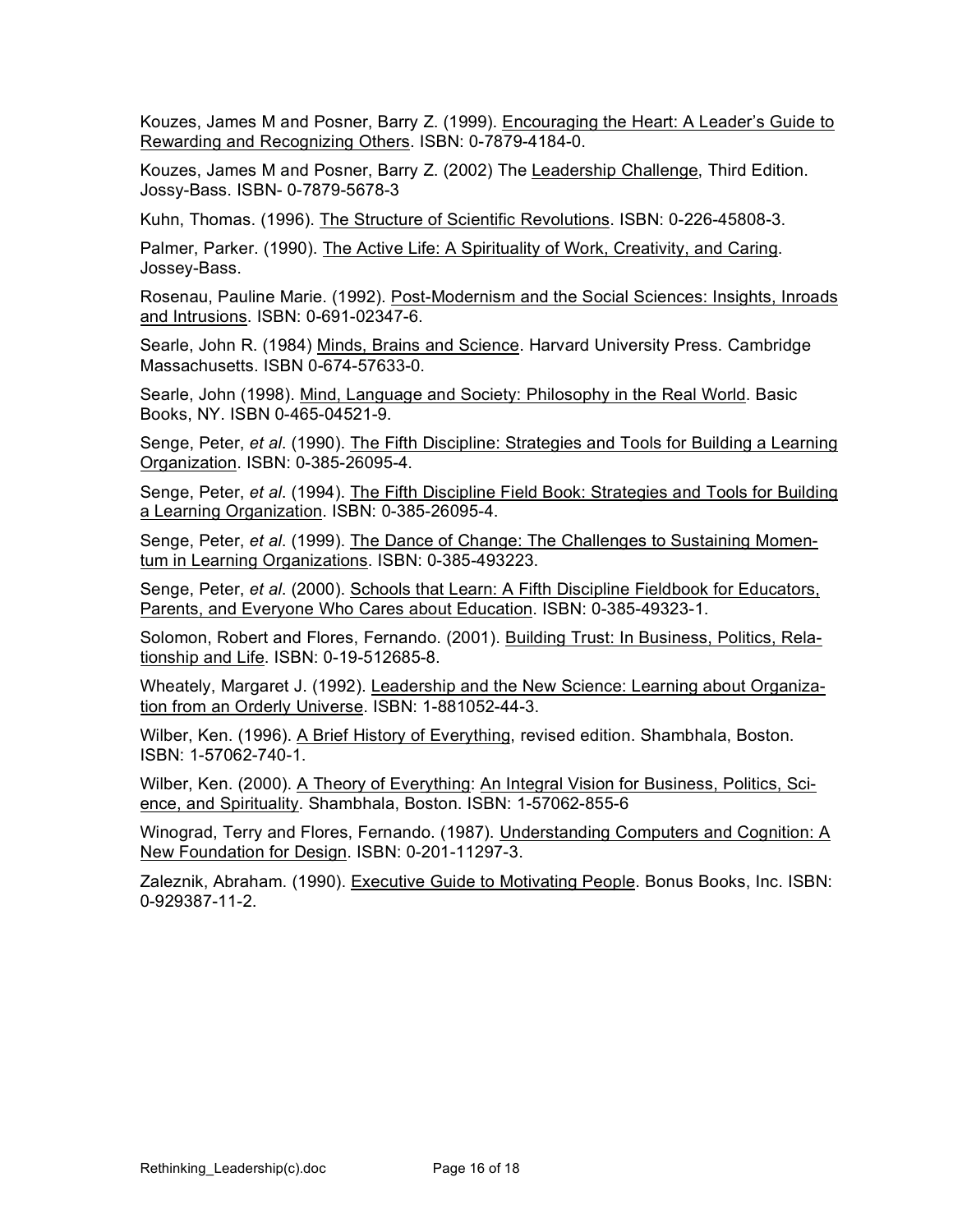Kouzes, James M and Posner, Barry Z. (1999). Encouraging the Heart: A Leader's Guide to Rewarding and Recognizing Others. ISBN: 0-7879-4184-0.

Kouzes, James M and Posner, Barry Z. (2002) The Leadership Challenge, Third Edition. Jossy-Bass. ISBN- 0-7879-5678-3

Kuhn, Thomas. (1996). The Structure of Scientific Revolutions. ISBN: 0-226-45808-3.

Palmer, Parker. (1990). The Active Life: A Spirituality of Work, Creativity, and Caring. Jossey-Bass.

Rosenau, Pauline Marie. (1992). Post-Modernism and the Social Sciences: Insights, Inroads and Intrusions. ISBN: 0-691-02347-6.

Searle, John R. (1984) Minds, Brains and Science. Harvard University Press. Cambridge Massachusetts. ISBN 0-674-57633-0.

Searle, John (1998). Mind, Language and Society: Philosophy in the Real World. Basic Books, NY. ISBN 0-465-04521-9.

Senge, Peter, *et al*. (1990). The Fifth Discipline: Strategies and Tools for Building a Learning Organization. ISBN: 0-385-26095-4.

Senge, Peter, *et al*. (1994). The Fifth Discipline Field Book: Strategies and Tools for Building a Learning Organization. ISBN: 0-385-26095-4.

Senge, Peter, *et al*. (1999). The Dance of Change: The Challenges to Sustaining Momentum in Learning Organizations. ISBN: 0-385-493223.

Senge, Peter, *et al*. (2000). Schools that Learn: A Fifth Discipline Fieldbook for Educators, Parents, and Everyone Who Cares about Education. ISBN: 0-385-49323-1.

Solomon, Robert and Flores, Fernando. (2001). Building Trust: In Business, Politics, Relationship and Life. ISBN: 0-19-512685-8.

Wheately, Margaret J. (1992). Leadership and the New Science: Learning about Organization from an Orderly Universe. ISBN: 1-881052-44-3.

Wilber, Ken. (1996). A Brief History of Everything, revised edition. Shambhala, Boston. ISBN: 1-57062-740-1.

Wilber, Ken. (2000). A Theory of Everything: An Integral Vision for Business, Politics, Science, and Spirituality. Shambhala, Boston. ISBN: 1-57062-855-6

Winograd, Terry and Flores, Fernando. (1987). Understanding Computers and Cognition: A New Foundation for Design. ISBN: 0-201-11297-3.

Zaleznik, Abraham. (1990). Executive Guide to Motivating People. Bonus Books, Inc. ISBN: 0-929387-11-2.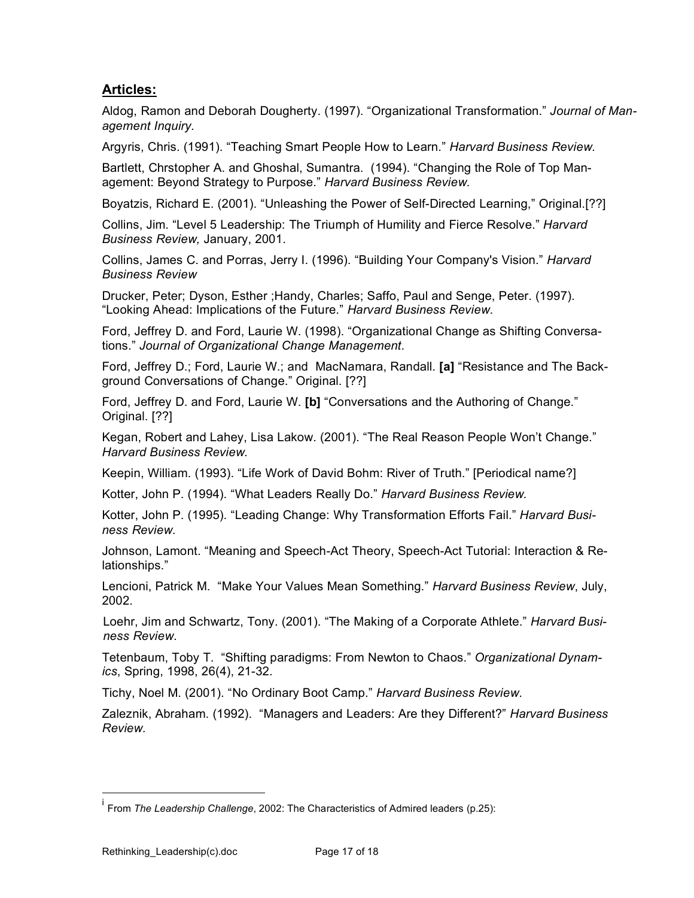## **Articles:**

Aldog, Ramon and Deborah Dougherty. (1997). "Organizational Transformation." *Journal of Management Inquiry.*

Argyris, Chris. (1991). "Teaching Smart People How to Learn." *Harvard Business Review.*

Bartlett, Chrstopher A. and Ghoshal, Sumantra. (1994). "Changing the Role of Top Management: Beyond Strategy to Purpose." *Harvard Business Review.*

Boyatzis, Richard E. (2001). "Unleashing the Power of Self-Directed Learning," Original.[??]

Collins, Jim. "Level 5 Leadership: The Triumph of Humility and Fierce Resolve." *Harvard Business Review,* January, 2001.

Collins, James C. and Porras, Jerry I. (1996). "Building Your Company's Vision." *Harvard Business Review*

Drucker, Peter; Dyson, Esther ;Handy, Charles; Saffo, Paul and Senge, Peter. (1997). "Looking Ahead: Implications of the Future." *Harvard Business Review*.

Ford, Jeffrey D. and Ford, Laurie W. (1998). "Organizational Change as Shifting Conversations." *Journal of Organizational Change Management*.

Ford, Jeffrey D.; Ford, Laurie W.; and MacNamara, Randall. **[a]** "Resistance and The Background Conversations of Change." Original. [??]

Ford, Jeffrey D. and Ford, Laurie W. **[b]** "Conversations and the Authoring of Change." Original. [??]

Kegan, Robert and Lahey, Lisa Lakow. (2001). "The Real Reason People Won't Change." *Harvard Business Review.*

Keepin, William. (1993). "Life Work of David Bohm: River of Truth." [Periodical name?]

Kotter, John P. (1994). "What Leaders Really Do." *Harvard Business Review.*

Kotter, John P. (1995). "Leading Change: Why Transformation Efforts Fail." *Harvard Business Review.*

Johnson, Lamont. "Meaning and Speech-Act Theory, Speech-Act Tutorial: Interaction & Relationships."

Lencioni, Patrick M. "Make Your Values Mean Something." *Harvard Business Review*, July, 2002.

Loehr, Jim and Schwartz, Tony. (2001). "The Making of a Corporate Athlete." *Harvard Business Review*.

Tetenbaum, Toby T. "Shifting paradigms: From Newton to Chaos." *Organizational Dynamics*, Spring, 1998, 26(4), 21-32.

Tichy, Noel M. (2001). "No Ordinary Boot Camp." *Harvard Business Review*.

Zaleznik, Abraham. (1992). "Managers and Leaders: Are they Different?" *Harvard Business Review.*

---

[i] From *The Leadership Challenge*, 2002: The Characteristics of Admired leaders (p.25):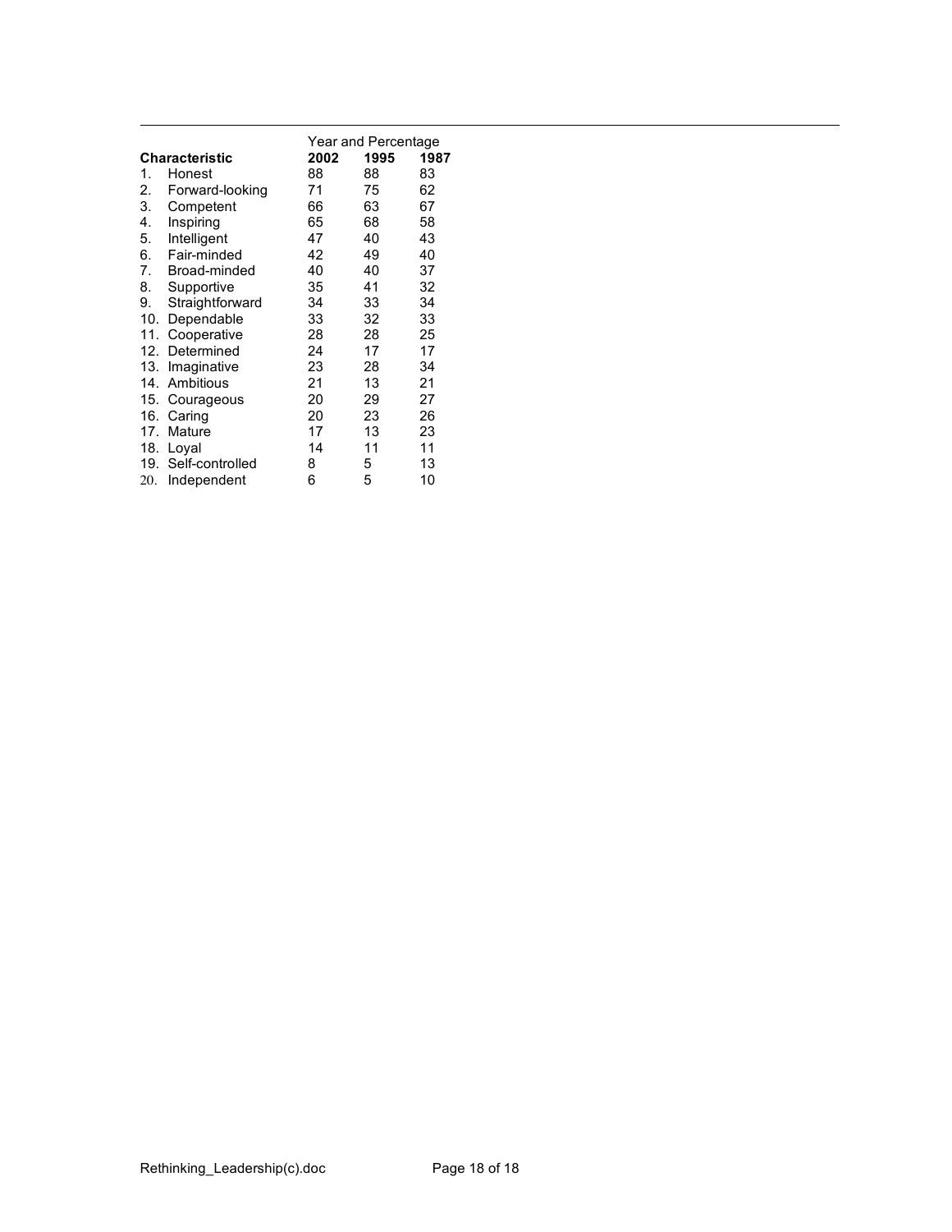| Characteristic | Year and Percentage 2002 | 1995 | 1987 |
|---|---|---|---|
| 1. Honest | 88 | 88 | 83 |
| 2. Forward-looking | 71 | 75 | 62 |
| 3. Competent | 66 | 63 | 67 |
| 4. Inspiring | 65 | 68 | 58 |
| 5. Intelligent | 47 | 40 | 43 |
| 6. Fair-minded | 42 | 49 | 40 |
| 7. Broad-minded | 40 | 40 | 37 |
| 8. Supportive | 35 | 41 | 32 |
| 9. Straightforward | 34 | 33 | 34 |
| 10. Dependable | 33 | 32 | 33 |
| 11. Cooperative | 28 | 28 | 25 |
| 12. Determined | 24 | 17 | 17 |
| 13. Imaginative | 23 | 28 | 34 |
| 14. Ambitious | 21 | 13 | 21 |
| 15. Courageous | 20 | 29 | 27 |
| 16. Caring | 20 | 23 | 26 |
| 17. Mature | 17 | 13 | 23 |
| 18. Loyal | 14 | 11 | 11 |
| 19. Self-controlled | 8 | 5 | 13 |
| 20. Independent | 6 | 5 | 10 |